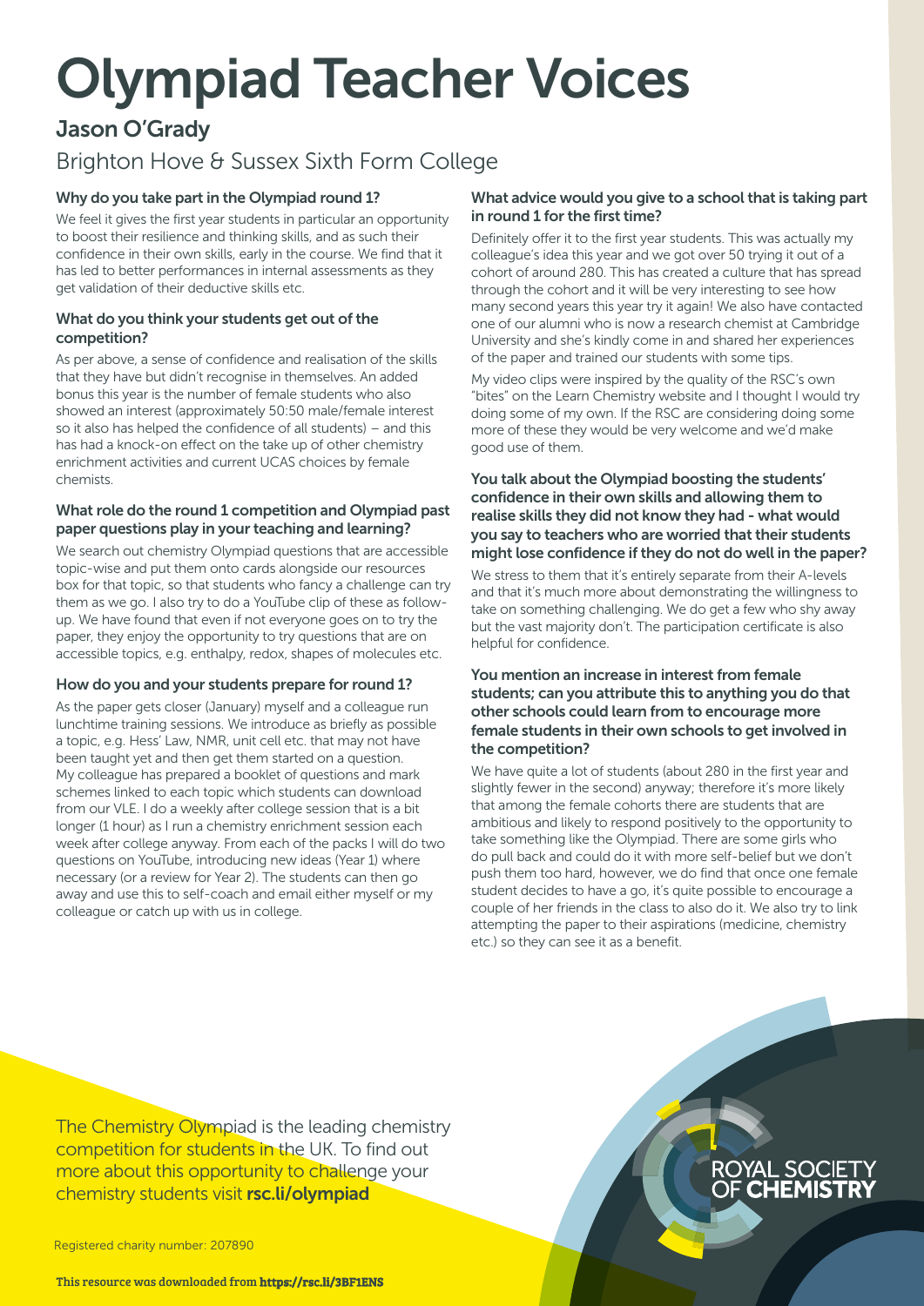# Olympiad Teacher Voices

## Jason O'Grady

Brighton Hove & Sussex Sixth Form College

### Why do you take part in the Olympiad round 1?

We feel it gives the first year students in particular an opportunity to boost their resilience and thinking skills, and as such their confidence in their own skills, early in the course. We find that it has led to better performances in internal assessments as they get validation of their deductive skills etc.

### What do you think your students get out of the competition?

As per above, a sense of confidence and realisation of the skills that they have but didn't recognise in themselves. An added bonus this year is the number of female students who also showed an interest (approximately 50:50 male/female interest so it also has helped the confidence of all students) – and this has had a knock-on effect on the take up of other chemistry enrichment activities and current UCAS choices by female chemists.

### What role do the round 1 competition and Olympiad past paper questions play in your teaching and learning?

We search out chemistry Olympiad questions that are accessible topic-wise and put them onto cards alongside our resources box for that topic, so that students who fancy a challenge can try them as we go. I also try to do a YouTube clip of these as follow-up. We have found that even if not everyone goes on to try the paper, they enjoy the opportunity to try questions that are on accessible topics, e.g. enthalpy, redox, shapes of molecules etc.

### How do you and your students prepare for round 1?

As the paper gets closer (January) myself and a colleague run lunchtime training sessions. We introduce as briefly as possible a topic, e.g. Hess' Law, NMR, unit cell etc. that may not have been taught yet and then get them started on a question. My colleague has prepared a booklet of questions and mark schemes linked to each topic which students can download from our VLE. I do a weekly after college session that is a bit longer (1 hour) as I run a chemistry enrichment session each week after college anyway. From each of the packs I will do two questions on YouTube, introducing new ideas (Year 1) where necessary (or a review for Year 2). The students can then go away and use this to self-coach and email either myself or my colleague or catch up with us in college.

### What advice would you give to a school that is taking part in round 1 for the first time?

Definitely offer it to the first year students. This was actually my colleague's idea this year and we got over 50 trying it out of a cohort of around 280. This has created a culture that has spread through the cohort and it will be very interesting to see how many second years this year try it again! We also have contacted one of our alumni who is now a research chemist at Cambridge University and she's kindly come in and shared her experiences of the paper and trained our students with some tips.

My video clips were inspired by the quality of the RSC's own "bites" on the Learn Chemistry website and I thought I would try doing some of my own. If the RSC are considering doing some more of these they would be very welcome and we'd make good use of them.

### You talk about the Olympiad boosting the students' confidence in their own skills and allowing them to realise skills they did not know they had - what would you say to teachers who are worried that their students might lose confidence if they do not do well in the paper?

We stress to them that it's entirely separate from their A-levels and that it's much more about demonstrating the willingness to take on something challenging. We do get a few who shy away but the vast majority don't. The participation certificate is also helpful for confidence.

### You mention an increase in interest from female students; can you attribute this to anything you do that other schools could learn from to encourage more female students in their own schools to get involved in the competition?

We have quite a lot of students (about 280 in the first year and slightly fewer in the second) anyway; therefore it's more likely that among the female cohorts there are students that are ambitious and likely to respond positively to the opportunity to take something like the Olympiad. There are some girls who do pull back and could do it with more self-belief but we don't push them too hard, however, we do find that once one female student decides to have a go, it's quite possible to encourage a couple of her friends in the class to also do it. We also try to link attempting the paper to their aspirations (medicine, chemistry etc.) so they can see it as a benefit.

The Chemistry Olympiad is the leading chemistry competition for students in the UK. To find out more about this opportunity to challenge your chemistry students visit **rsc.li/olympiad**

Registered charity number: 207890

**This resource was downloaded from https://rsc.li/3BF1ENS**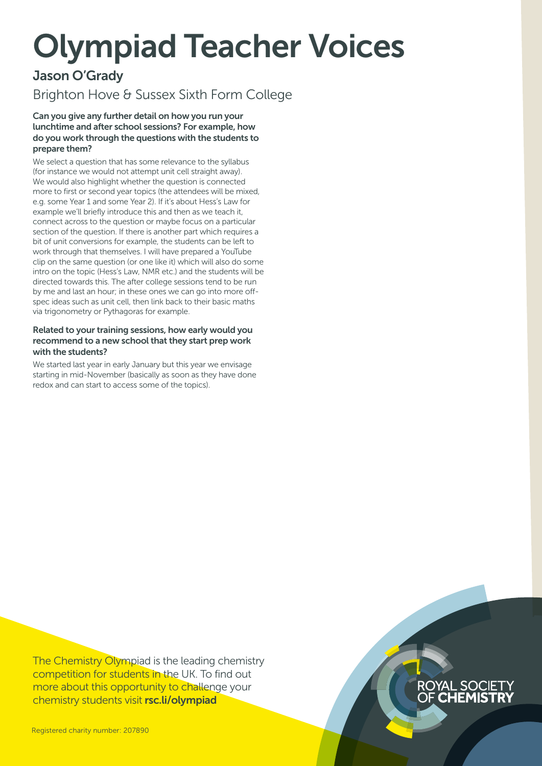# Olympiad Teacher Voices

## Jason O'Grady

Brighton Hove & Sussex Sixth Form College

**Can you give any further detail on how you run your lunchtime and after school sessions? For example, how do you work through the questions with the students to prepare them?**

We select a question that has some relevance to the syllabus (for instance we would not attempt unit cell straight away). We would also highlight whether the question is connected more to first or second year topics (the attendees will be mixed, e.g. some Year 1 and some Year 2). If it's about Hess's Law for example we'll briefly introduce this and then as we teach it, connect across to the question or maybe focus on a particular section of the question. If there is another part which requires a bit of unit conversions for example, the students can be left to work through that themselves. I will have prepared a YouTube clip on the same question (or one like it) which will also do some intro on the topic (Hess's Law, NMR etc.) and the students will be directed towards this. The after college sessions tend to be run by me and last an hour; in these ones we can go into more off-spec ideas such as unit cell, then link back to their basic maths via trigonometry or Pythagoras for example.

**Related to your training sessions, how early would you recommend to a new school that they start prep work with the students?**

We started last year in early January but this year we envisage starting in mid-November (basically as soon as they have done redox and can start to access some of the topics).

The Chemistry Olympiad is the leading chemistry competition for students in the UK. To find out more about this opportunity to challenge your chemistry students visit **rsc.li/olympiad**

ROYAL SOCIETY OF **CHEMISTRY**

Registered charity number: 207890